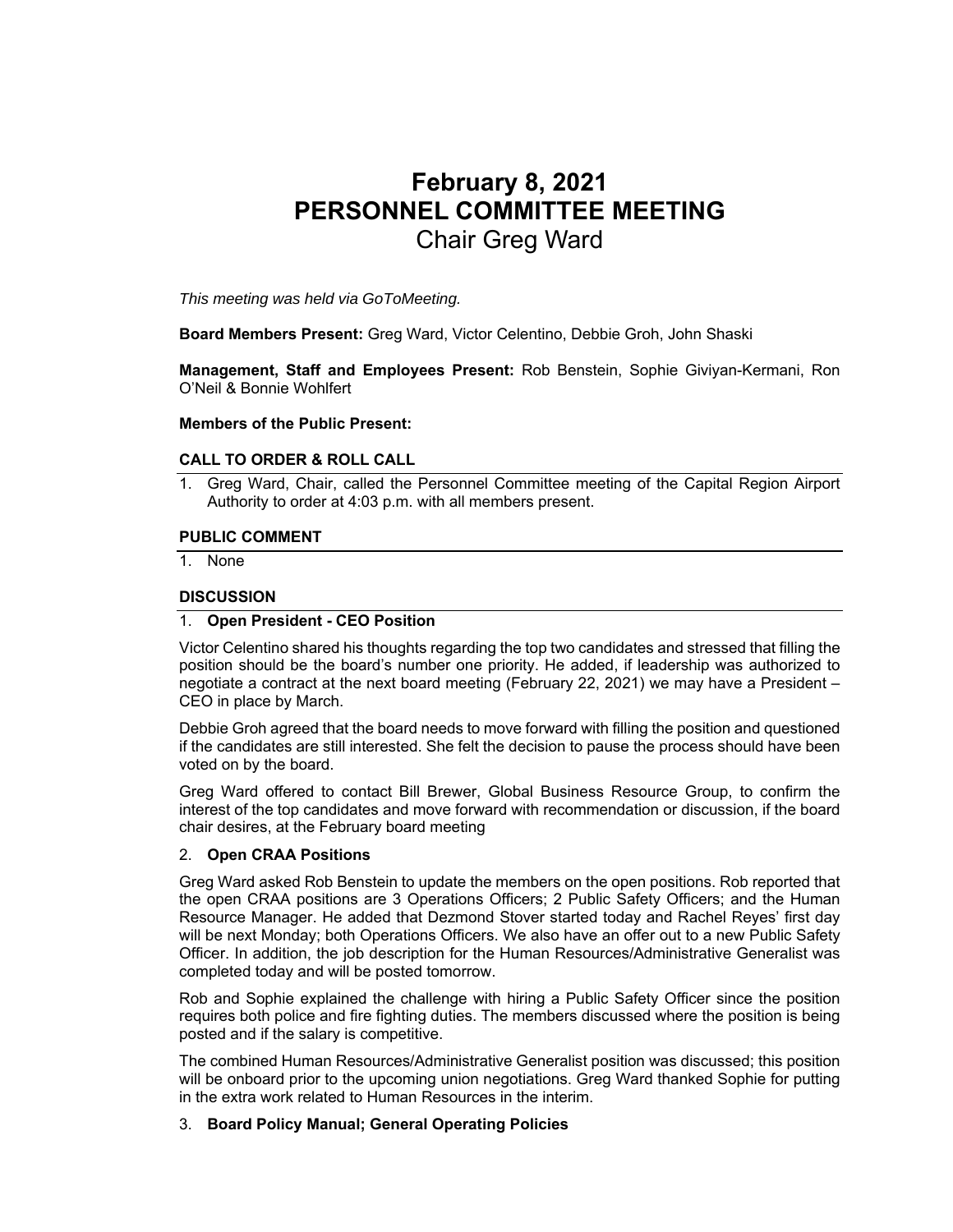# February 8, 2021
# PERSONNEL COMMITTEE MEETING
## Chair Greg Ward

*This meeting was held via GoToMeeting.*

**Board Members Present:** Greg Ward, Victor Celentino, Debbie Groh, John Shaski

**Management, Staff and Employees Present:** Rob Benstein, Sophie Giviyan-Kermani, Ron O'Neil & Bonnie Wohlfert

**Members of the Public Present:**

### CALL TO ORDER & ROLL CALL

1. Greg Ward, Chair, called the Personnel Committee meeting of the Capital Region Airport Authority to order at 4:03 p.m. with all members present.

### PUBLIC COMMENT

1. None

### DISCUSSION

1. **Open President - CEO Position**

Victor Celentino shared his thoughts regarding the top two candidates and stressed that filling the position should be the board's number one priority. He added, if leadership was authorized to negotiate a contract at the next board meeting (February 22, 2021) we may have a President – CEO in place by March.

Debbie Groh agreed that the board needs to move forward with filling the position and questioned if the candidates are still interested. She felt the decision to pause the process should have been voted on by the board.

Greg Ward offered to contact Bill Brewer, Global Business Resource Group, to confirm the interest of the top candidates and move forward with recommendation or discussion, if the board chair desires, at the February board meeting

2. **Open CRAA Positions**

Greg Ward asked Rob Benstein to update the members on the open positions. Rob reported that the open CRAA positions are 3 Operations Officers; 2 Public Safety Officers; and the Human Resource Manager. He added that Dezmond Stover started today and Rachel Reyes' first day will be next Monday; both Operations Officers. We also have an offer out to a new Public Safety Officer. In addition, the job description for the Human Resources/Administrative Generalist was completed today and will be posted tomorrow.

Rob and Sophie explained the challenge with hiring a Public Safety Officer since the position requires both police and fire fighting duties. The members discussed where the position is being posted and if the salary is competitive.

The combined Human Resources/Administrative Generalist position was discussed; this position will be onboard prior to the upcoming union negotiations. Greg Ward thanked Sophie for putting in the extra work related to Human Resources in the interim.

3. **Board Policy Manual; General Operating Policies**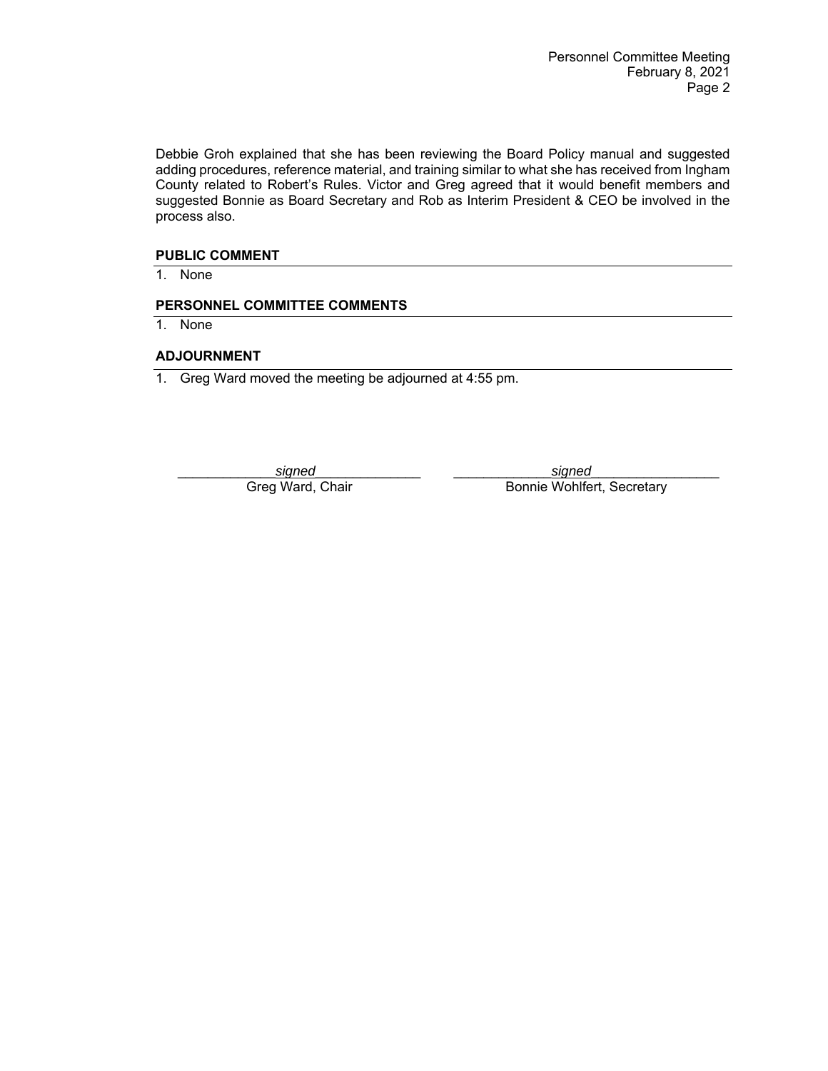Debbie Groh explained that she has been reviewing the Board Policy manual and suggested adding procedures, reference material, and training similar to what she has received from Ingham County related to Robert's Rules. Victor and Greg agreed that it would benefit members and suggested Bonnie as Board Secretary and Rob as Interim President & CEO be involved in the process also.

**PUBLIC COMMENT**

1. None

**PERSONNEL COMMITTEE COMMENTS**

1. None

**ADJOURNMENT**

1. Greg Ward moved the meeting be adjourned at 4:55 pm.

*signed*
Greg Ward, Chair

*signed*
Bonnie Wohlfert, Secretary